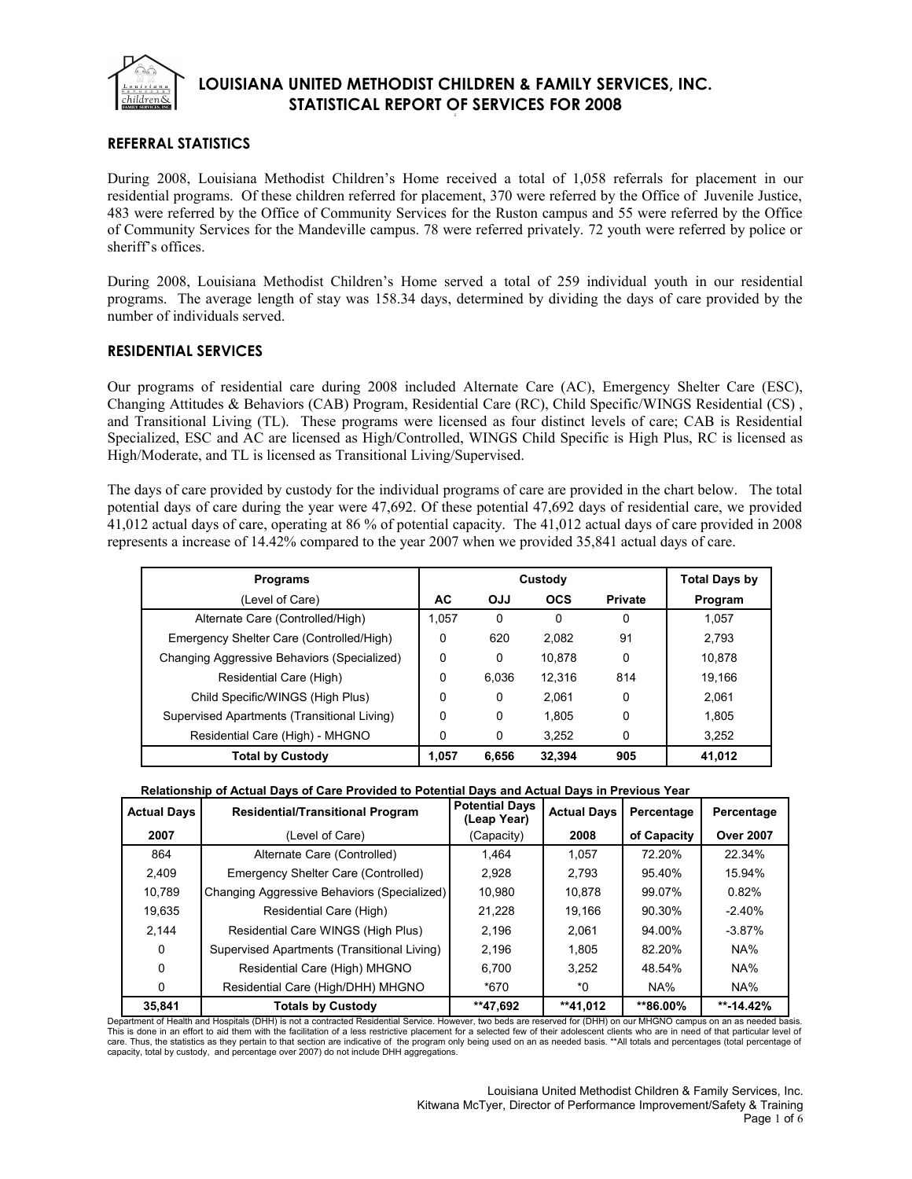# LOUISIANA UNITED METHODIST CHILDREN & FAMILY SERVICES, INC.
# STATISTICAL REPORT OF SERVICES FOR 2008

## REFERRAL STATISTICS

During 2008, Louisiana Methodist Children's Home received a total of 1,058 referrals for placement in our residential programs. Of these children referred for placement, 370 were referred by the Office of Juvenile Justice, 483 were referred by the Office of Community Services for the Ruston campus and 55 were referred by the Office of Community Services for the Mandeville campus. 78 were referred privately. 72 youth were referred by police or sheriff's offices.

During 2008, Louisiana Methodist Children's Home served a total of 259 individual youth in our residential programs. The average length of stay was 158.34 days, determined by dividing the days of care provided by the number of individuals served.

## RESIDENTIAL SERVICES

Our programs of residential care during 2008 included Alternate Care (AC), Emergency Shelter Care (ESC), Changing Attitudes & Behaviors (CAB) Program, Residential Care (RC), Child Specific/WINGS Residential (CS) , and Transitional Living (TL). These programs were licensed as four distinct levels of care; CAB is Residential Specialized, ESC and AC are licensed as High/Controlled, WINGS Child Specific is High Plus, RC is licensed as High/Moderate, and TL is licensed as Transitional Living/Supervised.

The days of care provided by custody for the individual programs of care are provided in the chart below. The total potential days of care during the year were 47,692. Of these potential 47,692 days of residential care, we provided 41,012 actual days of care, operating at 86 % of potential capacity. The 41,012 actual days of care provided in 2008 represents a increase of 14.42% compared to the year 2007 when we provided 35,841 actual days of care.

| Programs (Level of Care) | Custody AC | OJJ | OCS | Private | Total Days by Program |
|---|---|---|---|---|---|
| Alternate Care (Controlled/High) | 1,057 | 0 | 0 | 0 | 1,057 |
| Emergency Shelter Care (Controlled/High) | 0 | 620 | 2,082 | 91 | 2,793 |
| Changing Aggressive Behaviors (Specialized) | 0 | 0 | 10,878 | 0 | 10,878 |
| Residential Care (High) | 0 | 6,036 | 12,316 | 814 | 19,166 |
| Child Specific/WINGS (High Plus) | 0 | 0 | 2,061 | 0 | 2,061 |
| Supervised Apartments (Transitional Living) | 0 | 0 | 1,805 | 0 | 1,805 |
| Residential Care (High) - MHGNO | 0 | 0 | 3,252 | 0 | 3,252 |
| **Total by Custody** | **1,057** | **6,656** | **32,394** | **905** | **41,012** |

**Relationship of Actual Days of Care Provided to Potential Days and Actual Days in Previous Year**

| Actual Days 2007 | Residential/Transitional Program (Level of Care) | Potential Days (Leap Year) (Capacity) | Actual Days 2008 | Percentage of Capacity | Percentage Over 2007 |
|---|---|---|---|---|---|
| 864 | Alternate Care (Controlled) | 1,464 | 1,057 | 72.20% | 22.34% |
| 2,409 | Emergency Shelter Care (Controlled) | 2,928 | 2,793 | 95.40% | 15.94% |
| 10,789 | Changing Aggressive Behaviors (Specialized) | 10,980 | 10,878 | 99.07% | 0.82% |
| 19,635 | Residential Care (High) | 21,228 | 19,166 | 90.30% | -2.40% |
| 2,144 | Residential Care WINGS (High Plus) | 2,196 | 2,061 | 94.00% | -3.87% |
| 0 | Supervised Apartments (Transitional Living) | 2,196 | 1,805 | 82.20% | NA% |
| 0 | Residential Care (High) MHGNO | 6,700 | 3,252 | 48.54% | NA% |
| 0 | Residential Care (High/DHH) MHGNO | *670 | *0 | NA% | NA% |
| **35,841** | **Totals by Custody** | **\*\*47,692** | **\*\*41,012** | **\*\*86.00%** | **\*\*-14.42%** |

Department of Health and Hospitals (DHH) is not a contracted Residential Service. However, two beds are reserved for (DHH) on our MHGNO campus on an as needed basis. This is done in an effort to aid them with the facilitation of a less restrictive placement for a selected few of their adolescent clients who are in need of that particular level of care. Thus, the statistics as they pertain to that section are indicative of the program only being used on an as needed basis. **All totals and percentages (total percentage of capacity, total by custody, and percentage over 2007) do not include DHH aggregations.

Louisiana United Methodist Children & Family Services, Inc.
Kitwana McTyer, Director of Performance Improvement/Safety & Training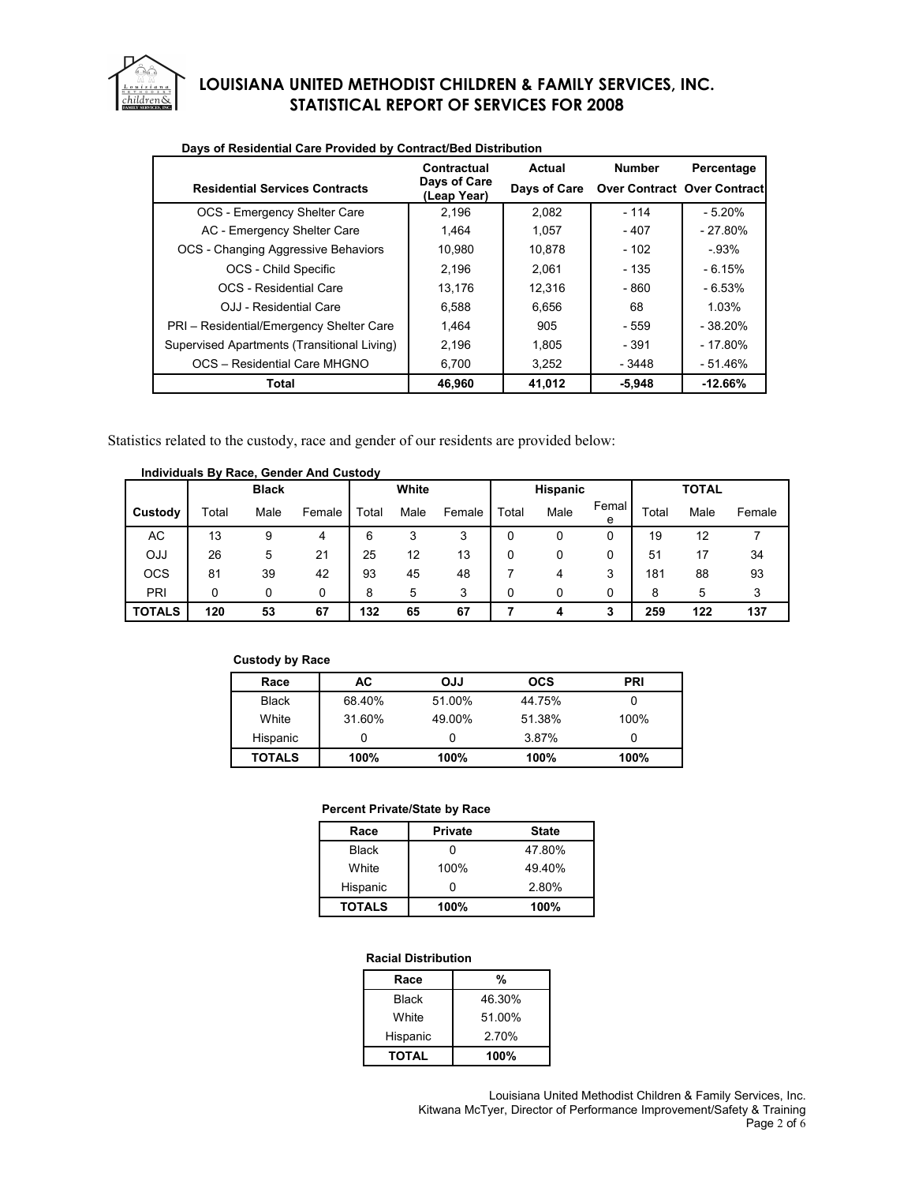# LOUISIANA UNITED METHODIST CHILDREN & FAMILY SERVICES, INC.
## STATISTICAL REPORT OF SERVICES FOR 2008

**Days of Residential Care Provided by Contract/Bed Distribution**

| Residential Services Contracts | Contractual Days of Care (Leap Year) | Actual Days of Care | Number Over Contract | Percentage Over Contract |
|---|---|---|---|---|
| OCS - Emergency Shelter Care | 2,196 | 2,082 | - 114 | - 5.20% |
| AC - Emergency Shelter Care | 1,464 | 1,057 | - 407 | - 27.80% |
| OCS - Changing Aggressive Behaviors | 10,980 | 10,878 | - 102 | -.93% |
| OCS - Child Specific | 2,196 | 2,061 | - 135 | - 6.15% |
| OCS - Residential Care | 13,176 | 12,316 | - 860 | - 6.53% |
| OJJ - Residential Care | 6,588 | 6,656 | 68 | 1.03% |
| PRI – Residential/Emergency Shelter Care | 1,464 | 905 | - 559 | - 38.20% |
| Supervised Apartments (Transitional Living) | 2,196 | 1,805 | - 391 | - 17.80% |
| OCS – Residential Care MHGNO | 6,700 | 3,252 | - 3448 | - 51.46% |
| **Total** | **46,960** | **41,012** | **-5,948** | **-12.66%** |

Statistics related to the custody, race and gender of our residents are provided below:

**Individuals By Race, Gender And Custody**

| | Black | | | White | | | Hispanic | | | TOTAL | | |
|---|---|---|---|---|---|---|---|---|---|---|---|---|
| **Custody** | Total | Male | Female | Total | Male | Female | Total | Male | Female | Total | Male | Female |
| AC | 13 | 9 | 4 | 6 | 3 | 3 | 0 | 0 | 0 | 19 | 12 | 7 |
| OJJ | 26 | 5 | 21 | 25 | 12 | 13 | 0 | 0 | 0 | 51 | 17 | 34 |
| OCS | 81 | 39 | 42 | 93 | 45 | 48 | 7 | 4 | 3 | 181 | 88 | 93 |
| PRI | 0 | 0 | 0 | 8 | 5 | 3 | 0 | 0 | 0 | 8 | 5 | 3 |
| **TOTALS** | **120** | **53** | **67** | **132** | **65** | **67** | **7** | **4** | **3** | **259** | **122** | **137** |

**Custody by Race**

| Race | AC | OJJ | OCS | PRI |
|---|---|---|---|---|
| Black | 68.40% | 51.00% | 44.75% | 0 |
| White | 31.60% | 49.00% | 51.38% | 100% |
| Hispanic | 0 | 0 | 3.87% | 0 |
| **TOTALS** | **100%** | **100%** | **100%** | **100%** |

**Percent Private/State by Race**

| Race | Private | State |
|---|---|---|
| Black | 0 | 47.80% |
| White | 100% | 49.40% |
| Hispanic | 0 | 2.80% |
| **TOTALS** | **100%** | **100%** |

**Racial Distribution**

| Race | % |
|---|---|
| Black | 46.30% |
| White | 51.00% |
| Hispanic | 2.70% |
| **TOTAL** | **100%** |

Louisiana United Methodist Children & Family Services, Inc.
Kitwana McTyer, Director of Performance Improvement/Safety & Training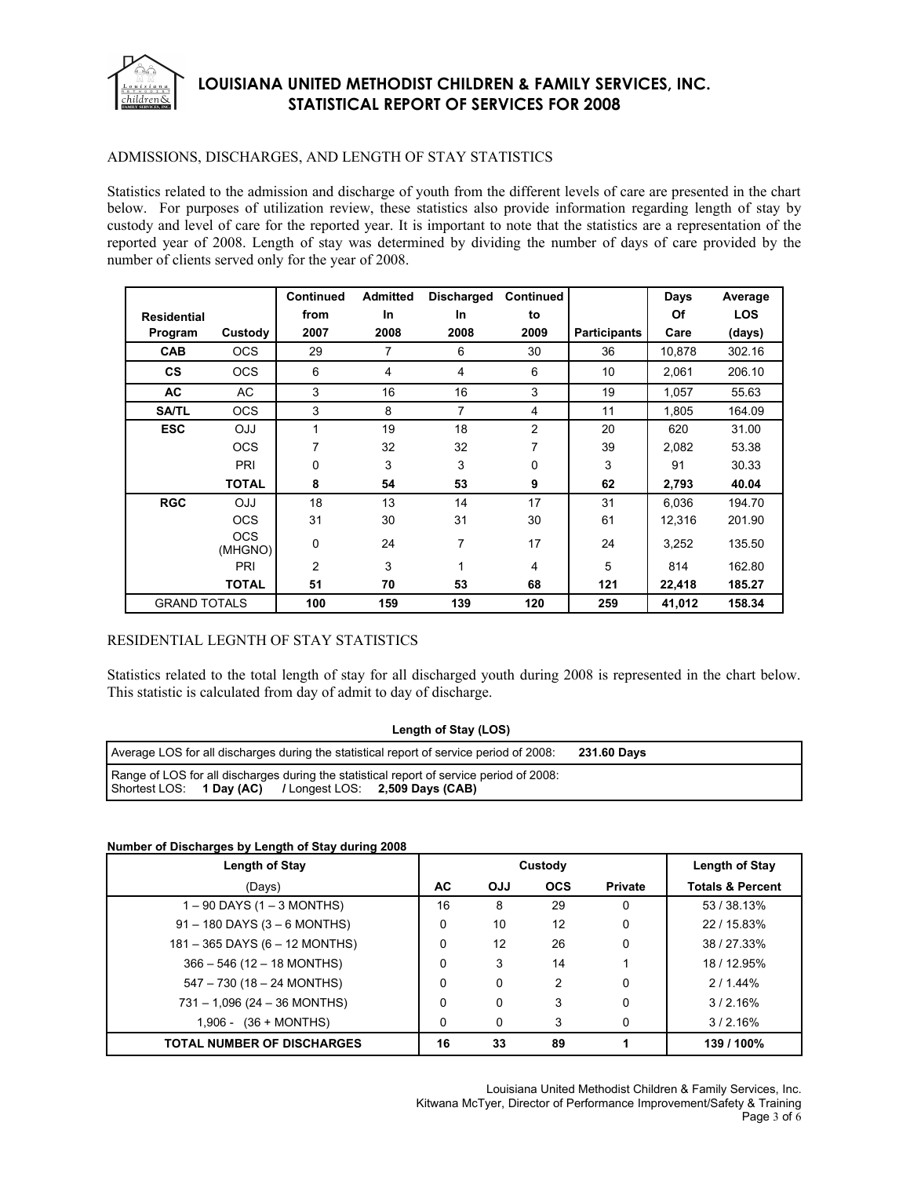# LOUISIANA UNITED METHODIST CHILDREN & FAMILY SERVICES, INC.
## STATISTICAL REPORT OF SERVICES FOR 2008

### ADMISSIONS, DISCHARGES, AND LENGTH OF STAY STATISTICS

Statistics related to the admission and discharge of youth from the different levels of care are presented in the chart below. For purposes of utilization review, these statistics also provide information regarding length of stay by custody and level of care for the reported year. It is important to note that the statistics are a representation of the reported year of 2008. Length of stay was determined by dividing the number of days of care provided by the number of clients served only for the year of 2008.

| Residential Program | Custody | Continued from 2007 | Admitted In 2008 | Discharged In 2008 | Continued to 2009 | Participants | Days Of Care | Average LOS (days) |
|---|---|---|---|---|---|---|---|---|
| **CAB** | OCS | 29 | 7 | 6 | 30 | 36 | 10,878 | 302.16 |
| **CS** | OCS | 6 | 4 | 4 | 6 | 10 | 2,061 | 206.10 |
| **AC** | AC | 3 | 16 | 16 | 3 | 19 | 1,057 | 55.63 |
| **SA/TL** | OCS | 3 | 8 | 7 | 4 | 11 | 1,805 | 164.09 |
| **ESC** | OJJ | 1 | 19 | 18 | 2 | 20 | 620 | 31.00 |
| | OCS | 7 | 32 | 32 | 7 | 39 | 2,082 | 53.38 |
| | PRI | 0 | 3 | 3 | 0 | 3 | 91 | 30.33 |
| | **TOTAL** | **8** | **54** | **53** | **9** | **62** | **2,793** | **40.04** |
| **RGC** | OJJ | 18 | 13 | 14 | 17 | 31 | 6,036 | 194.70 |
| | OCS | 31 | 30 | 31 | 30 | 61 | 12,316 | 201.90 |
| | OCS (MHGNO) | 0 | 24 | 7 | 17 | 24 | 3,252 | 135.50 |
| | PRI | 2 | 3 | 1 | 4 | 5 | 814 | 162.80 |
| | **TOTAL** | **51** | **70** | **53** | **68** | **121** | **22,418** | **185.27** |
| GRAND TOTALS | | **100** | **159** | **139** | **120** | **259** | **41,012** | **158.34** |

### RESIDENTIAL LEGNTH OF STAY STATISTICS

Statistics related to the total length of stay for all discharged youth during 2008 is represented in the chart below. This statistic is calculated from day of admit to day of discharge.

**Length of Stay (LOS)**

| |
|---|
| Average LOS for all discharges during the statistical report of service period of 2008: **231.60 Days** |
| Range of LOS for all discharges during the statistical report of service period of 2008: Shortest LOS: **1 Day (AC)** **/** Longest LOS: **2,509 Days (CAB)** |

**Number of Discharges by Length of Stay during 2008**

| Length of Stay | Custody | | | | Length of Stay |
|---|---|---|---|---|---|
| (Days) | **AC** | **OJJ** | **OCS** | **Private** | **Totals & Percent** |
| 1 – 90 DAYS (1 – 3 MONTHS) | 16 | 8 | 29 | 0 | 53 / 38.13% |
| 91 – 180 DAYS (3 – 6 MONTHS) | 0 | 10 | 12 | 0 | 22 / 15.83% |
| 181 – 365 DAYS (6 – 12 MONTHS) | 0 | 12 | 26 | 0 | 38 / 27.33% |
| 366 – 546 (12 – 18 MONTHS) | 0 | 3 | 14 | 1 | 18 / 12.95% |
| 547 – 730 (18 – 24 MONTHS) | 0 | 0 | 2 | 0 | 2 / 1.44% |
| 731 – 1,096 (24 – 36 MONTHS) | 0 | 0 | 3 | 0 | 3 / 2.16% |
| 1,906 - (36 + MONTHS) | 0 | 0 | 3 | 0 | 3 / 2.16% |
| **TOTAL NUMBER OF DISCHARGES** | **16** | **33** | **89** | **1** | **139 / 100%** |

Louisiana United Methodist Children & Family Services, Inc.
Kitwana McTyer, Director of Performance Improvement/Safety & Training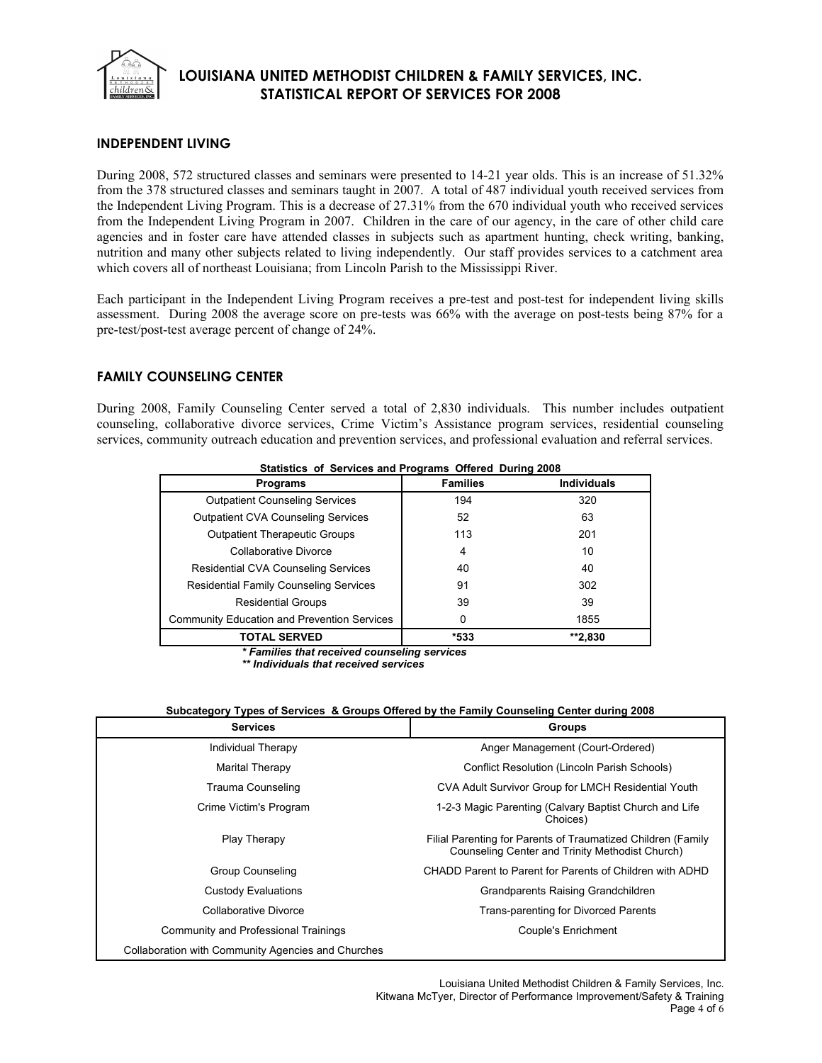# LOUISIANA UNITED METHODIST CHILDREN & FAMILY SERVICES, INC.
## STATISTICAL REPORT OF SERVICES FOR 2008

### INDEPENDENT LIVING

During 2008, 572 structured classes and seminars were presented to 14-21 year olds. This is an increase of 51.32% from the 378 structured classes and seminars taught in 2007. A total of 487 individual youth received services from the Independent Living Program. This is a decrease of 27.31% from the 670 individual youth who received services from the Independent Living Program in 2007. Children in the care of our agency, in the care of other child care agencies and in foster care have attended classes in subjects such as apartment hunting, check writing, banking, nutrition and many other subjects related to living independently. Our staff provides services to a catchment area which covers all of northeast Louisiana; from Lincoln Parish to the Mississippi River.

Each participant in the Independent Living Program receives a pre-test and post-test for independent living skills assessment. During 2008 the average score on pre-tests was 66% with the average on post-tests being 87% for a pre-test/post-test average percent of change of 24%.

### FAMILY COUNSELING CENTER

During 2008, Family Counseling Center served a total of 2,830 individuals. This number includes outpatient counseling, collaborative divorce services, Crime Victim's Assistance program services, residential counseling services, community outreach education and prevention services, and professional evaluation and referral services.

**Statistics of Services and Programs Offered During 2008**

| Programs | Families | Individuals |
|---|---|---|
| Outpatient Counseling Services | 194 | 320 |
| Outpatient CVA Counseling Services | 52 | 63 |
| Outpatient Therapeutic Groups | 113 | 201 |
| Collaborative Divorce | 4 | 10 |
| Residential CVA Counseling Services | 40 | 40 |
| Residential Family Counseling Services | 91 | 302 |
| Residential Groups | 39 | 39 |
| Community Education and Prevention Services | 0 | 1855 |
| **TOTAL SERVED** | ***533** | ****2,830** |

*\* Families that received counseling services*
*\*\* Individuals that received services*

**Subcategory Types of Services & Groups Offered by the Family Counseling Center during 2008**

| Services | Groups |
|---|---|
| Individual Therapy | Anger Management (Court-Ordered) |
| Marital Therapy | Conflict Resolution (Lincoln Parish Schools) |
| Trauma Counseling | CVA Adult Survivor Group for LMCH Residential Youth |
| Crime Victim's Program | 1-2-3 Magic Parenting (Calvary Baptist Church and Life Choices) |
| Play Therapy | Filial Parenting for Parents of Traumatized Children (Family Counseling Center and Trinity Methodist Church) |
| Group Counseling | CHADD Parent to Parent for Parents of Children with ADHD |
| Custody Evaluations | Grandparents Raising Grandchildren |
| Collaborative Divorce | Trans-parenting for Divorced Parents |
| Community and Professional Trainings | Couple's Enrichment |
| Collaboration with Community Agencies and Churches | |

Louisiana United Methodist Children & Family Services, Inc.
Kitwana McTyer, Director of Performance Improvement/Safety & Training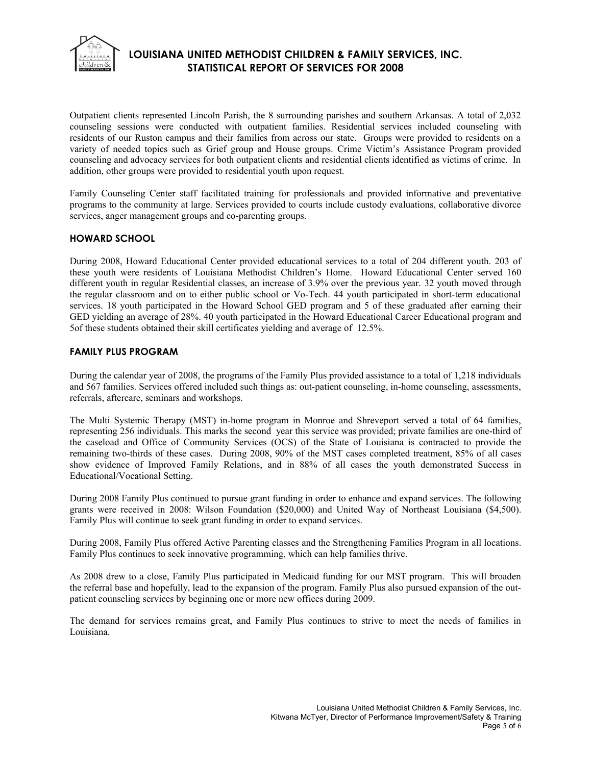Outpatient clients represented Lincoln Parish, the 8 surrounding parishes and southern Arkansas. A total of 2,032 counseling sessions were conducted with outpatient families. Residential services included counseling with residents of our Ruston campus and their families from across our state. Groups were provided to residents on a variety of needed topics such as Grief group and House groups. Crime Victim's Assistance Program provided counseling and advocacy services for both outpatient clients and residential clients identified as victims of crime. In addition, other groups were provided to residential youth upon request.

Family Counseling Center staff facilitated training for professionals and provided informative and preventative programs to the community at large. Services provided to courts include custody evaluations, collaborative divorce services, anger management groups and co-parenting groups.

## HOWARD SCHOOL

During 2008, Howard Educational Center provided educational services to a total of 204 different youth. 203 of these youth were residents of Louisiana Methodist Children's Home. Howard Educational Center served 160 different youth in regular Residential classes, an increase of 3.9% over the previous year. 32 youth moved through the regular classroom and on to either public school or Vo-Tech. 44 youth participated in short-term educational services. 18 youth participated in the Howard School GED program and 5 of these graduated after earning their GED yielding an average of 28%. 40 youth participated in the Howard Educational Career Educational program and 5of these students obtained their skill certificates yielding and average of 12.5%.

## FAMILY PLUS PROGRAM

During the calendar year of 2008, the programs of the Family Plus provided assistance to a total of 1,218 individuals and 567 families. Services offered included such things as: out-patient counseling, in-home counseling, assessments, referrals, aftercare, seminars and workshops.

The Multi Systemic Therapy (MST) in-home program in Monroe and Shreveport served a total of 64 families, representing 256 individuals. This marks the second year this service was provided; private families are one-third of the caseload and Office of Community Services (OCS) of the State of Louisiana is contracted to provide the remaining two-thirds of these cases. During 2008, 90% of the MST cases completed treatment, 85% of all cases show evidence of Improved Family Relations, and in 88% of all cases the youth demonstrated Success in Educational/Vocational Setting.

During 2008 Family Plus continued to pursue grant funding in order to enhance and expand services. The following grants were received in 2008: Wilson Foundation ($20,000) and United Way of Northeast Louisiana ($4,500). Family Plus will continue to seek grant funding in order to expand services.

During 2008, Family Plus offered Active Parenting classes and the Strengthening Families Program in all locations. Family Plus continues to seek innovative programming, which can help families thrive.

As 2008 drew to a close, Family Plus participated in Medicaid funding for our MST program. This will broaden the referral base and hopefully, lead to the expansion of the program. Family Plus also pursued expansion of the out-patient counseling services by beginning one or more new offices during 2009.

The demand for services remains great, and Family Plus continues to strive to meet the needs of families in Louisiana.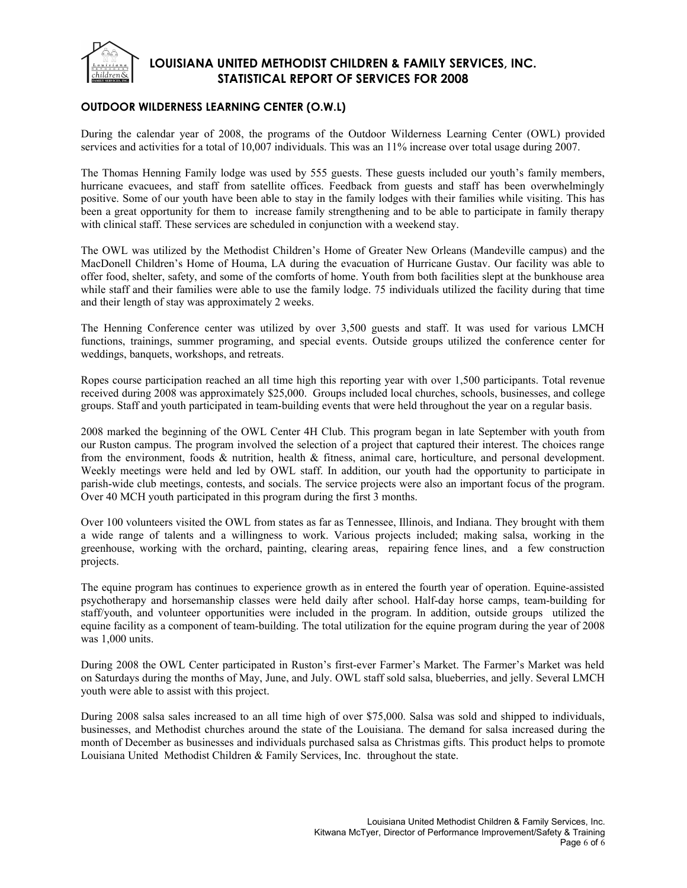## LOUISIANA UNITED METHODIST CHILDREN & FAMILY SERVICES, INC.
## STATISTICAL REPORT OF SERVICES FOR 2008

### OUTDOOR WILDERNESS LEARNING CENTER (O.W.L)

During the calendar year of 2008, the programs of the Outdoor Wilderness Learning Center (OWL) provided services and activities for a total of 10,007 individuals. This was an 11% increase over total usage during 2007.

The Thomas Henning Family lodge was used by 555 guests. These guests included our youth's family members, hurricane evacuees, and staff from satellite offices. Feedback from guests and staff has been overwhelmingly positive. Some of our youth have been able to stay in the family lodges with their families while visiting. This has been a great opportunity for them to increase family strengthening and to be able to participate in family therapy with clinical staff. These services are scheduled in conjunction with a weekend stay.

The OWL was utilized by the Methodist Children's Home of Greater New Orleans (Mandeville campus) and the MacDonell Children's Home of Houma, LA during the evacuation of Hurricane Gustav. Our facility was able to offer food, shelter, safety, and some of the comforts of home. Youth from both facilities slept at the bunkhouse area while staff and their families were able to use the family lodge. 75 individuals utilized the facility during that time and their length of stay was approximately 2 weeks.

The Henning Conference center was utilized by over 3,500 guests and staff. It was used for various LMCH functions, trainings, summer programing, and special events. Outside groups utilized the conference center for weddings, banquets, workshops, and retreats.

Ropes course participation reached an all time high this reporting year with over 1,500 participants. Total revenue received during 2008 was approximately $25,000. Groups included local churches, schools, businesses, and college groups. Staff and youth participated in team-building events that were held throughout the year on a regular basis.

2008 marked the beginning of the OWL Center 4H Club. This program began in late September with youth from our Ruston campus. The program involved the selection of a project that captured their interest. The choices range from the environment, foods & nutrition, health & fitness, animal care, horticulture, and personal development. Weekly meetings were held and led by OWL staff. In addition, our youth had the opportunity to participate in parish-wide club meetings, contests, and socials. The service projects were also an important focus of the program. Over 40 MCH youth participated in this program during the first 3 months.

Over 100 volunteers visited the OWL from states as far as Tennessee, Illinois, and Indiana. They brought with them a wide range of talents and a willingness to work. Various projects included; making salsa, working in the greenhouse, working with the orchard, painting, clearing areas, repairing fence lines, and a few construction projects.

The equine program has continues to experience growth as in entered the fourth year of operation. Equine-assisted psychotherapy and horsemanship classes were held daily after school. Half-day horse camps, team-building for staff/youth, and volunteer opportunities were included in the program. In addition, outside groups utilized the equine facility as a component of team-building. The total utilization for the equine program during the year of 2008 was 1,000 units.

During 2008 the OWL Center participated in Ruston's first-ever Farmer's Market. The Farmer's Market was held on Saturdays during the months of May, June, and July. OWL staff sold salsa, blueberries, and jelly. Several LMCH youth were able to assist with this project.

During 2008 salsa sales increased to an all time high of over $75,000. Salsa was sold and shipped to individuals, businesses, and Methodist churches around the state of the Louisiana. The demand for salsa increased during the month of December as businesses and individuals purchased salsa as Christmas gifts. This product helps to promote Louisiana United Methodist Children & Family Services, Inc. throughout the state.